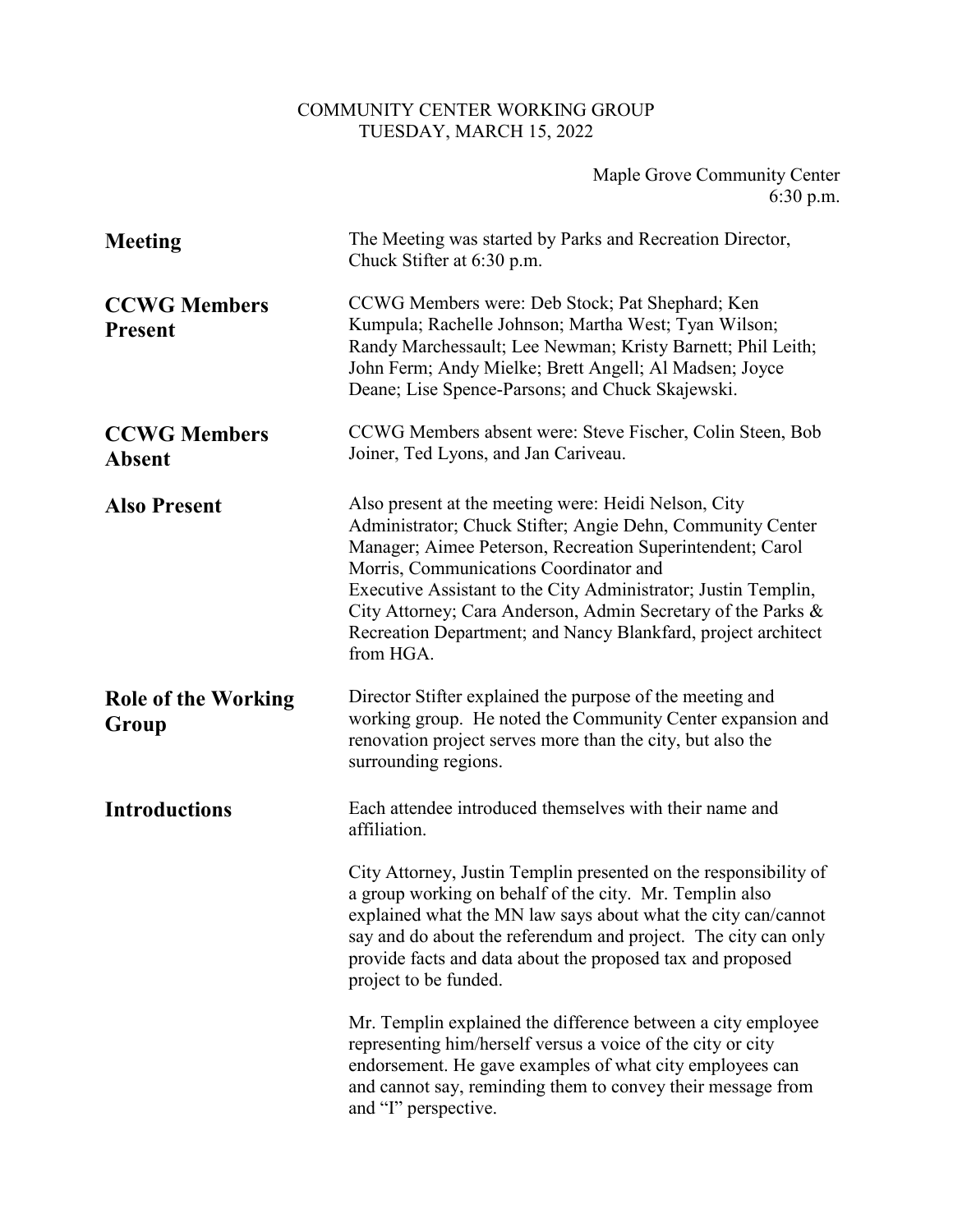COMMUNITY CENTER WORKING GROUP
TUESDAY, MARCH 15, 2022

Maple Grove Community Center
6:30 p.m.

**Meeting**

The Meeting was started by Parks and Recreation Director, Chuck Stifter at 6:30 p.m.

**CCWG Members Present**

CCWG Members were: Deb Stock; Pat Shephard; Ken Kumpula; Rachelle Johnson; Martha West; Tyan Wilson; Randy Marchessault; Lee Newman; Kristy Barnett; Phil Leith; John Ferm; Andy Mielke; Brett Angell; Al Madsen; Joyce Deane; Lise Spence-Parsons; and Chuck Skajewski.

**CCWG Members Absent**

CCWG Members absent were: Steve Fischer, Colin Steen, Bob Joiner, Ted Lyons, and Jan Cariveau.

**Also Present**

Also present at the meeting were: Heidi Nelson, City Administrator; Chuck Stifter; Angie Dehn, Community Center Manager; Aimee Peterson, Recreation Superintendent; Carol Morris, Communications Coordinator and Executive Assistant to the City Administrator; Justin Templin, City Attorney; Cara Anderson, Admin Secretary of the Parks & Recreation Department; and Nancy Blankfard, project architect from HGA.

**Role of the Working Group**

Director Stifter explained the purpose of the meeting and working group. He noted the Community Center expansion and renovation project serves more than the city, but also the surrounding regions.

**Introductions**

Each attendee introduced themselves with their name and affiliation.

City Attorney, Justin Templin presented on the responsibility of a group working on behalf of the city. Mr. Templin also explained what the MN law says about what the city can/cannot say and do about the referendum and project. The city can only provide facts and data about the proposed tax and proposed project to be funded.

Mr. Templin explained the difference between a city employee representing him/herself versus a voice of the city or city endorsement. He gave examples of what city employees can and cannot say, reminding them to convey their message from and "I" perspective.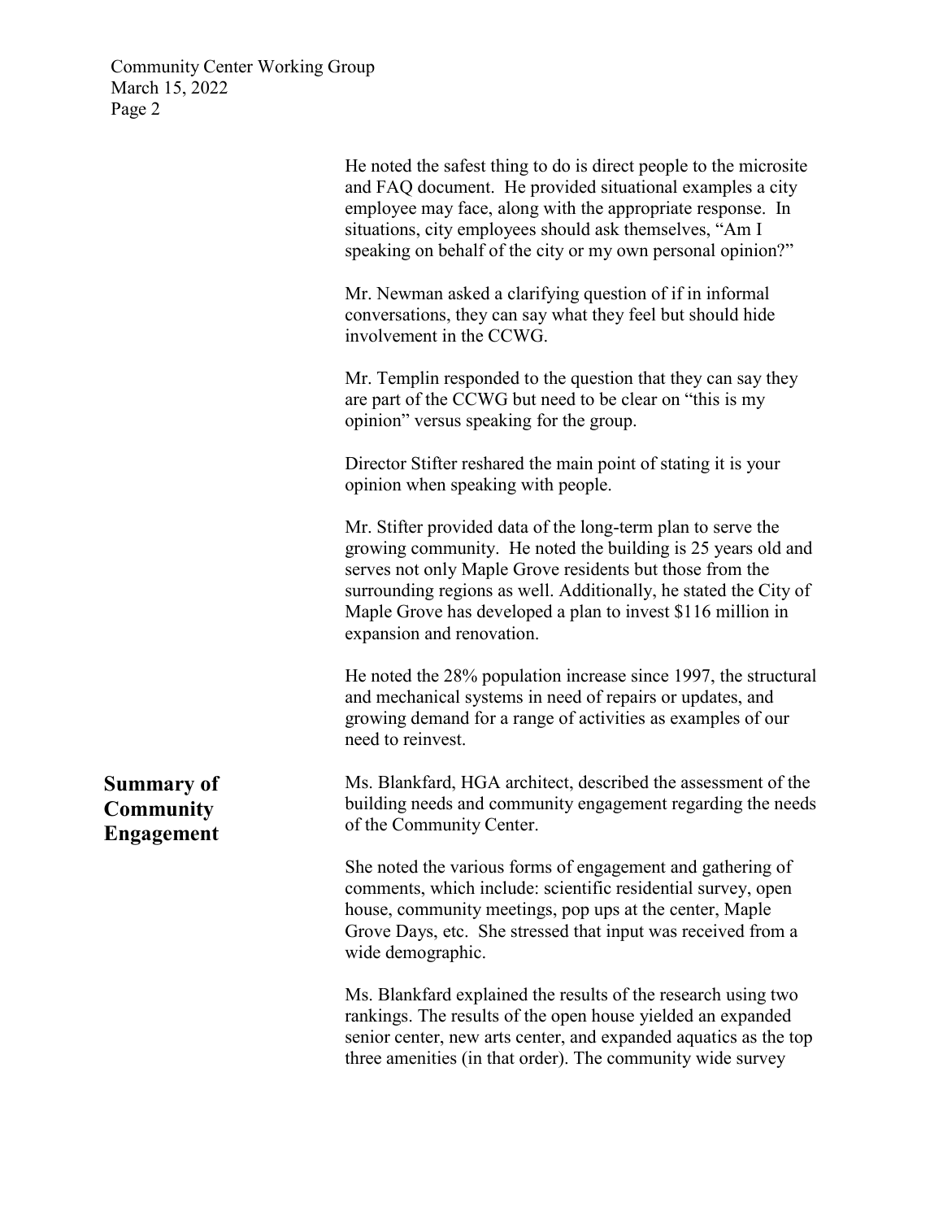He noted the safest thing to do is direct people to the microsite and FAQ document. He provided situational examples a city employee may face, along with the appropriate response. In situations, city employees should ask themselves, "Am I speaking on behalf of the city or my own personal opinion?"

Mr. Newman asked a clarifying question of if in informal conversations, they can say what they feel but should hide involvement in the CCWG.

Mr. Templin responded to the question that they can say they are part of the CCWG but need to be clear on "this is my opinion" versus speaking for the group.

Director Stifter reshared the main point of stating it is your opinion when speaking with people.

Mr. Stifter provided data of the long-term plan to serve the growing community. He noted the building is 25 years old and serves not only Maple Grove residents but those from the surrounding regions as well. Additionally, he stated the City of Maple Grove has developed a plan to invest $116 million in expansion and renovation.

He noted the 28% population increase since 1997, the structural and mechanical systems in need of repairs or updates, and growing demand for a range of activities as examples of our need to reinvest.

## Summary of Community Engagement

Ms. Blankfard, HGA architect, described the assessment of the building needs and community engagement regarding the needs of the Community Center.

She noted the various forms of engagement and gathering of comments, which include: scientific residential survey, open house, community meetings, pop ups at the center, Maple Grove Days, etc. She stressed that input was received from a wide demographic.

Ms. Blankfard explained the results of the research using two rankings. The results of the open house yielded an expanded senior center, new arts center, and expanded aquatics as the top three amenities (in that order). The community wide survey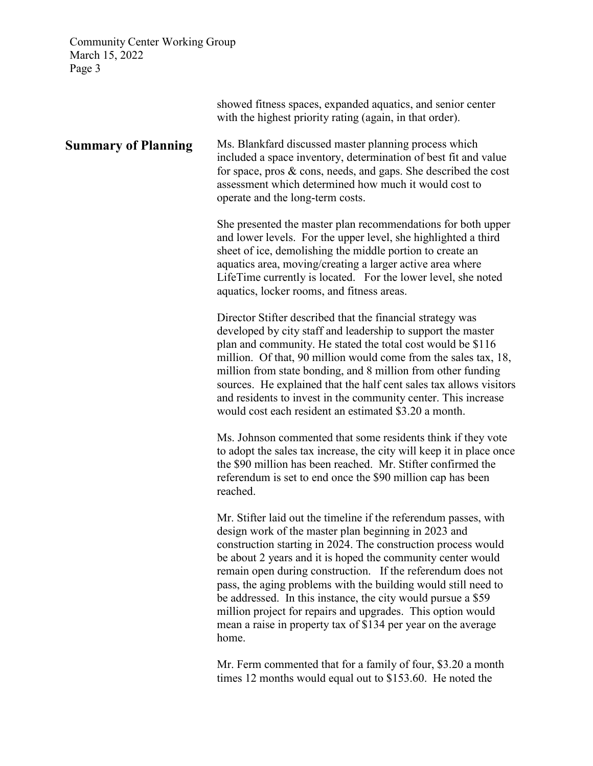showed fitness spaces, expanded aquatics, and senior center with the highest priority rating (again, in that order).

**Summary of Planning**

Ms. Blankfard discussed master planning process which included a space inventory, determination of best fit and value for space, pros & cons, needs, and gaps. She described the cost assessment which determined how much it would cost to operate and the long-term costs.

She presented the master plan recommendations for both upper and lower levels. For the upper level, she highlighted a third sheet of ice, demolishing the middle portion to create an aquatics area, moving/creating a larger active area where LifeTime currently is located. For the lower level, she noted aquatics, locker rooms, and fitness areas.

Director Stifter described that the financial strategy was developed by city staff and leadership to support the master plan and community. He stated the total cost would be $116 million. Of that, 90 million would come from the sales tax, 18, million from state bonding, and 8 million from other funding sources. He explained that the half cent sales tax allows visitors and residents to invest in the community center. This increase would cost each resident an estimated $3.20 a month.

Ms. Johnson commented that some residents think if they vote to adopt the sales tax increase, the city will keep it in place once the $90 million has been reached. Mr. Stifter confirmed the referendum is set to end once the $90 million cap has been reached.

Mr. Stifter laid out the timeline if the referendum passes, with design work of the master plan beginning in 2023 and construction starting in 2024. The construction process would be about 2 years and it is hoped the community center would remain open during construction. If the referendum does not pass, the aging problems with the building would still need to be addressed. In this instance, the city would pursue a $59 million project for repairs and upgrades. This option would mean a raise in property tax of $134 per year on the average home.

Mr. Ferm commented that for a family of four, $3.20 a month times 12 months would equal out to $153.60. He noted the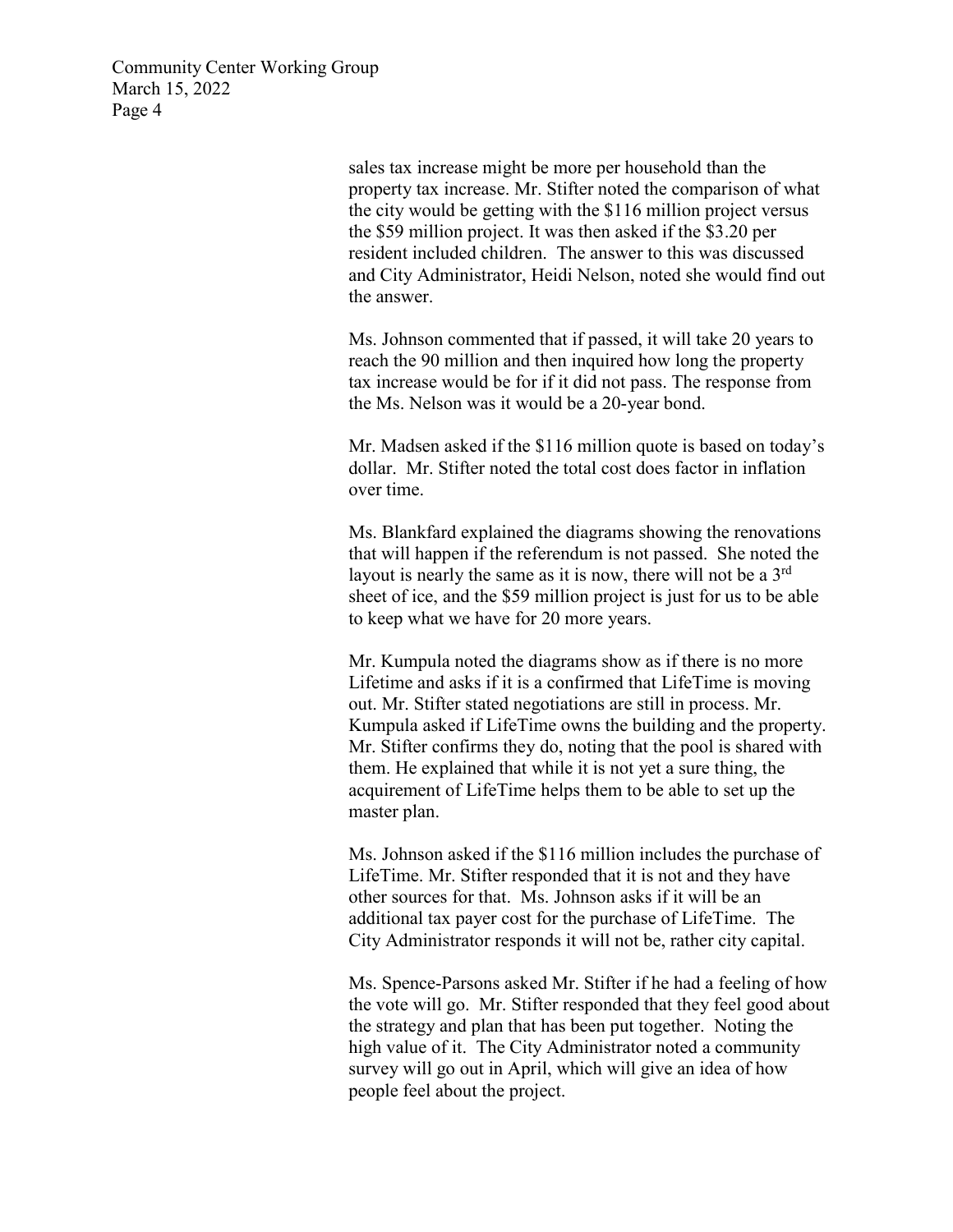sales tax increase might be more per household than the property tax increase. Mr. Stifter noted the comparison of what the city would be getting with the $116 million project versus the $59 million project. It was then asked if the $3.20 per resident included children. The answer to this was discussed and City Administrator, Heidi Nelson, noted she would find out the answer.

Ms. Johnson commented that if passed, it will take 20 years to reach the 90 million and then inquired how long the property tax increase would be for if it did not pass. The response from the Ms. Nelson was it would be a 20-year bond.

Mr. Madsen asked if the $116 million quote is based on today's dollar. Mr. Stifter noted the total cost does factor in inflation over time.

Ms. Blankfard explained the diagrams showing the renovations that will happen if the referendum is not passed. She noted the layout is nearly the same as it is now, there will not be a 3rd sheet of ice, and the $59 million project is just for us to be able to keep what we have for 20 more years.

Mr. Kumpula noted the diagrams show as if there is no more Lifetime and asks if it is a confirmed that LifeTime is moving out. Mr. Stifter stated negotiations are still in process. Mr. Kumpula asked if LifeTime owns the building and the property. Mr. Stifter confirms they do, noting that the pool is shared with them. He explained that while it is not yet a sure thing, the acquirement of LifeTime helps them to be able to set up the master plan.

Ms. Johnson asked if the $116 million includes the purchase of LifeTime. Mr. Stifter responded that it is not and they have other sources for that. Ms. Johnson asks if it will be an additional tax payer cost for the purchase of LifeTime. The City Administrator responds it will not be, rather city capital.

Ms. Spence-Parsons asked Mr. Stifter if he had a feeling of how the vote will go. Mr. Stifter responded that they feel good about the strategy and plan that has been put together. Noting the high value of it. The City Administrator noted a community survey will go out in April, which will give an idea of how people feel about the project.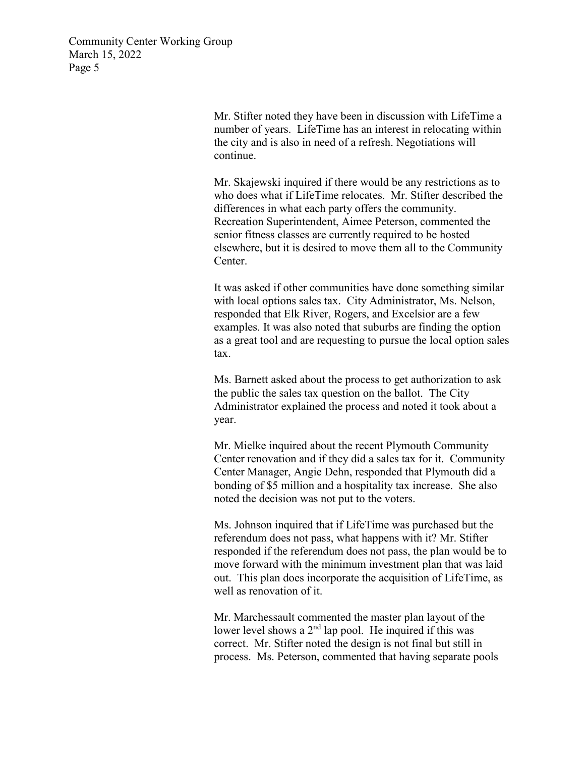Mr. Stifter noted they have been in discussion with LifeTime a number of years. LifeTime has an interest in relocating within the city and is also in need of a refresh. Negotiations will continue.

Mr. Skajewski inquired if there would be any restrictions as to who does what if LifeTime relocates. Mr. Stifter described the differences in what each party offers the community. Recreation Superintendent, Aimee Peterson, commented the senior fitness classes are currently required to be hosted elsewhere, but it is desired to move them all to the Community Center.

It was asked if other communities have done something similar with local options sales tax. City Administrator, Ms. Nelson, responded that Elk River, Rogers, and Excelsior are a few examples. It was also noted that suburbs are finding the option as a great tool and are requesting to pursue the local option sales tax.

Ms. Barnett asked about the process to get authorization to ask the public the sales tax question on the ballot. The City Administrator explained the process and noted it took about a year.

Mr. Mielke inquired about the recent Plymouth Community Center renovation and if they did a sales tax for it. Community Center Manager, Angie Dehn, responded that Plymouth did a bonding of $5 million and a hospitality tax increase. She also noted the decision was not put to the voters.

Ms. Johnson inquired that if LifeTime was purchased but the referendum does not pass, what happens with it? Mr. Stifter responded if the referendum does not pass, the plan would be to move forward with the minimum investment plan that was laid out. This plan does incorporate the acquisition of LifeTime, as well as renovation of it.

Mr. Marchessault commented the master plan layout of the lower level shows a 2nd lap pool. He inquired if this was correct. Mr. Stifter noted the design is not final but still in process. Ms. Peterson, commented that having separate pools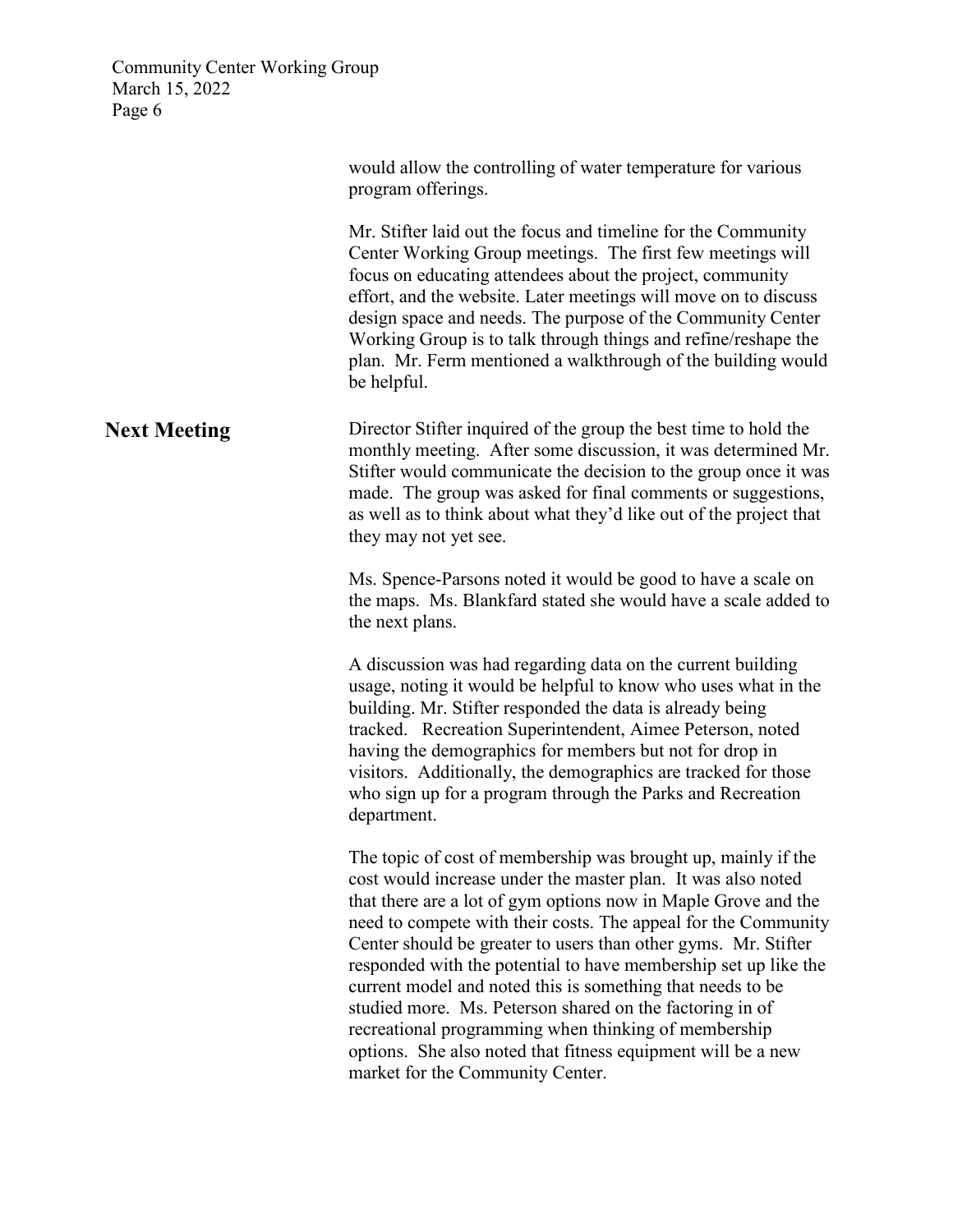would allow the controlling of water temperature for various program offerings.

Mr. Stifter laid out the focus and timeline for the Community Center Working Group meetings. The first few meetings will focus on educating attendees about the project, community effort, and the website. Later meetings will move on to discuss design space and needs. The purpose of the Community Center Working Group is to talk through things and refine/reshape the plan. Mr. Ferm mentioned a walkthrough of the building would be helpful.

## Next Meeting

Director Stifter inquired of the group the best time to hold the monthly meeting. After some discussion, it was determined Mr. Stifter would communicate the decision to the group once it was made. The group was asked for final comments or suggestions, as well as to think about what they'd like out of the project that they may not yet see.

Ms. Spence-Parsons noted it would be good to have a scale on the maps. Ms. Blankfard stated she would have a scale added to the next plans.

A discussion was had regarding data on the current building usage, noting it would be helpful to know who uses what in the building. Mr. Stifter responded the data is already being tracked. Recreation Superintendent, Aimee Peterson, noted having the demographics for members but not for drop in visitors. Additionally, the demographics are tracked for those who sign up for a program through the Parks and Recreation department.

The topic of cost of membership was brought up, mainly if the cost would increase under the master plan. It was also noted that there are a lot of gym options now in Maple Grove and the need to compete with their costs. The appeal for the Community Center should be greater to users than other gyms. Mr. Stifter responded with the potential to have membership set up like the current model and noted this is something that needs to be studied more. Ms. Peterson shared on the factoring in of recreational programming when thinking of membership options. She also noted that fitness equipment will be a new market for the Community Center.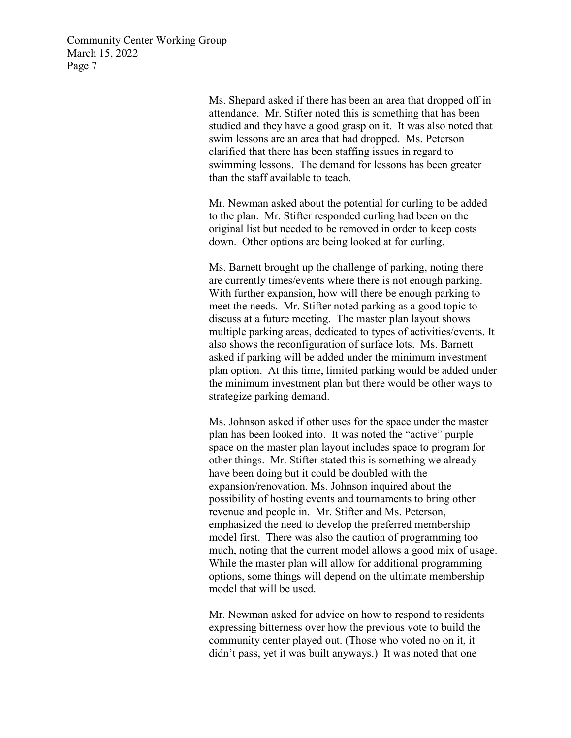Ms. Shepard asked if there has been an area that dropped off in attendance. Mr. Stifter noted this is something that has been studied and they have a good grasp on it. It was also noted that swim lessons are an area that had dropped. Ms. Peterson clarified that there has been staffing issues in regard to swimming lessons. The demand for lessons has been greater than the staff available to teach.

Mr. Newman asked about the potential for curling to be added to the plan. Mr. Stifter responded curling had been on the original list but needed to be removed in order to keep costs down. Other options are being looked at for curling.

Ms. Barnett brought up the challenge of parking, noting there are currently times/events where there is not enough parking. With further expansion, how will there be enough parking to meet the needs. Mr. Stifter noted parking as a good topic to discuss at a future meeting. The master plan layout shows multiple parking areas, dedicated to types of activities/events. It also shows the reconfiguration of surface lots. Ms. Barnett asked if parking will be added under the minimum investment plan option. At this time, limited parking would be added under the minimum investment plan but there would be other ways to strategize parking demand.

Ms. Johnson asked if other uses for the space under the master plan has been looked into. It was noted the "active" purple space on the master plan layout includes space to program for other things. Mr. Stifter stated this is something we already have been doing but it could be doubled with the expansion/renovation. Ms. Johnson inquired about the possibility of hosting events and tournaments to bring other revenue and people in. Mr. Stifter and Ms. Peterson, emphasized the need to develop the preferred membership model first. There was also the caution of programming too much, noting that the current model allows a good mix of usage. While the master plan will allow for additional programming options, some things will depend on the ultimate membership model that will be used.

Mr. Newman asked for advice on how to respond to residents expressing bitterness over how the previous vote to build the community center played out. (Those who voted no on it, it didn't pass, yet it was built anyways.) It was noted that one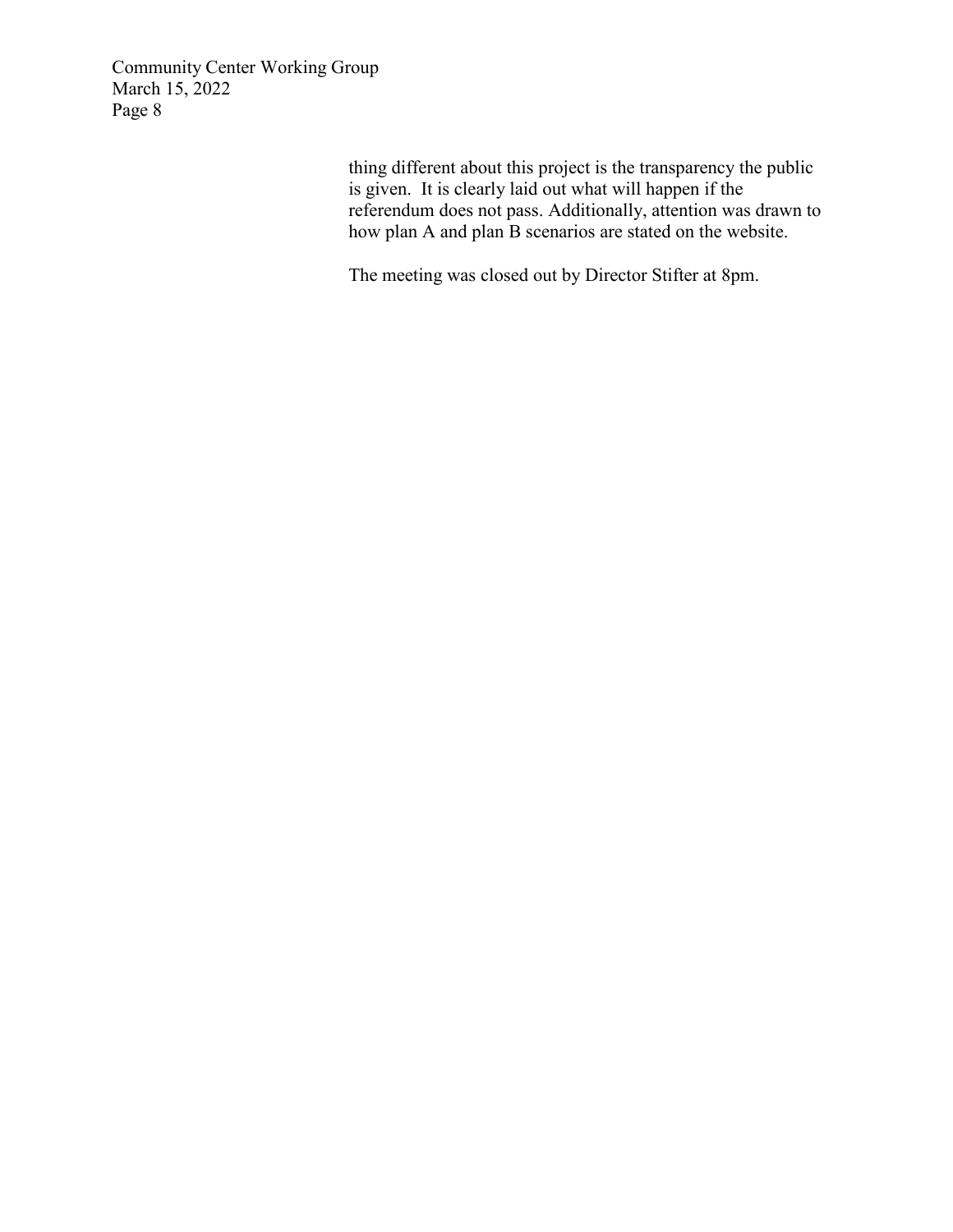thing different about this project is the transparency the public is given. It is clearly laid out what will happen if the referendum does not pass. Additionally, attention was drawn to how plan A and plan B scenarios are stated on the website.

The meeting was closed out by Director Stifter at 8pm.